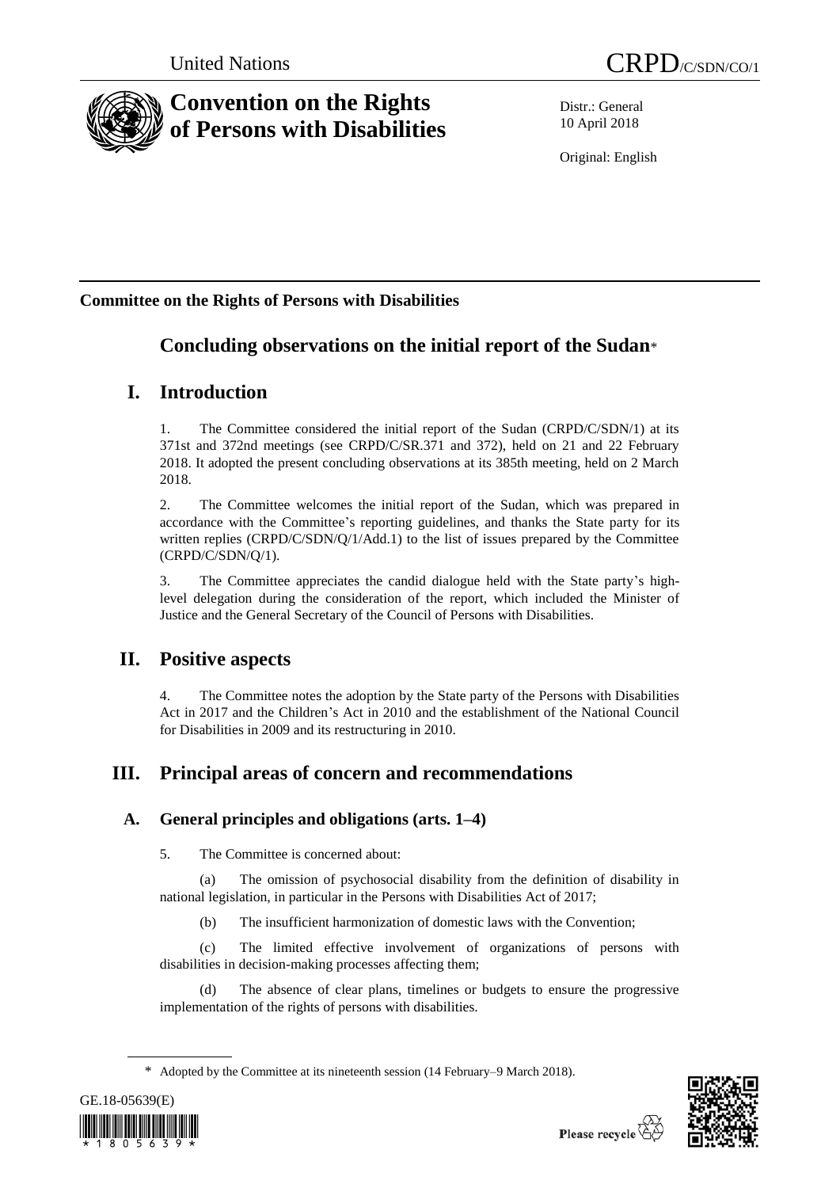United Nations CRPD/C/SDN/CO/1

# Convention on the Rights of Persons with Disabilities

Distr.: General
10 April 2018

Original: English

## Committee on the Rights of Persons with Disabilities

# Concluding observations on the initial report of the Sudan*

## I. Introduction

1. The Committee considered the initial report of the Sudan (CRPD/C/SDN/1) at its 371st and 372nd meetings (see CRPD/C/SR.371 and 372), held on 21 and 22 February 2018. It adopted the present concluding observations at its 385th meeting, held on 2 March 2018.

2. The Committee welcomes the initial report of the Sudan, which was prepared in accordance with the Committee's reporting guidelines, and thanks the State party for its written replies (CRPD/C/SDN/Q/1/Add.1) to the list of issues prepared by the Committee (CRPD/C/SDN/Q/1).

3. The Committee appreciates the candid dialogue held with the State party's high-level delegation during the consideration of the report, which included the Minister of Justice and the General Secretary of the Council of Persons with Disabilities.

## II. Positive aspects

4. The Committee notes the adoption by the State party of the Persons with Disabilities Act in 2017 and the Children's Act in 2010 and the establishment of the National Council for Disabilities in 2009 and its restructuring in 2010.

## III. Principal areas of concern and recommendations

### A. General principles and obligations (arts. 1–4)

5. The Committee is concerned about:

(a) The omission of psychosocial disability from the definition of disability in national legislation, in particular in the Persons with Disabilities Act of 2017;

(b) The insufficient harmonization of domestic laws with the Convention;

(c) The limited effective involvement of organizations of persons with disabilities in decision-making processes affecting them;

(d) The absence of clear plans, timelines or budgets to ensure the progressive implementation of the rights of persons with disabilities.

\* Adopted by the Committee at its nineteenth session (14 February–9 March 2018).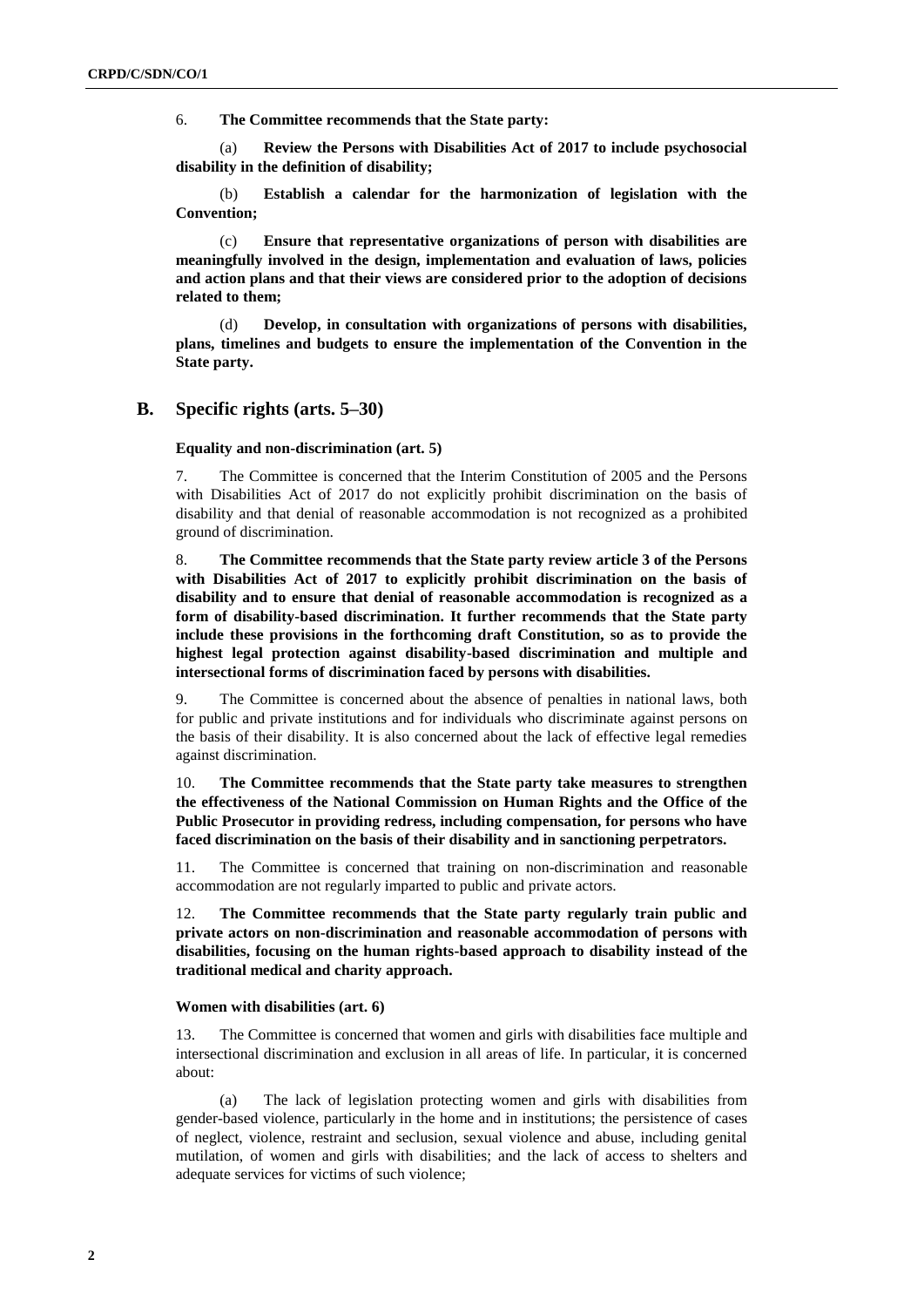6. **The Committee recommends that the State party:**

(a) **Review the Persons with Disabilities Act of 2017 to include psychosocial disability in the definition of disability;**

(b) **Establish a calendar for the harmonization of legislation with the Convention;**

(c) **Ensure that representative organizations of person with disabilities are meaningfully involved in the design, implementation and evaluation of laws, policies and action plans and that their views are considered prior to the adoption of decisions related to them;**

(d) **Develop, in consultation with organizations of persons with disabilities, plans, timelines and budgets to ensure the implementation of the Convention in the State party.**

## B. Specific rights (arts. 5–30)

### Equality and non-discrimination (art. 5)

7. The Committee is concerned that the Interim Constitution of 2005 and the Persons with Disabilities Act of 2017 do not explicitly prohibit discrimination on the basis of disability and that denial of reasonable accommodation is not recognized as a prohibited ground of discrimination.

8. **The Committee recommends that the State party review article 3 of the Persons with Disabilities Act of 2017 to explicitly prohibit discrimination on the basis of disability and to ensure that denial of reasonable accommodation is recognized as a form of disability-based discrimination. It further recommends that the State party include these provisions in the forthcoming draft Constitution, so as to provide the highest legal protection against disability-based discrimination and multiple and intersectional forms of discrimination faced by persons with disabilities.**

9. The Committee is concerned about the absence of penalties in national laws, both for public and private institutions and for individuals who discriminate against persons on the basis of their disability. It is also concerned about the lack of effective legal remedies against discrimination.

10. **The Committee recommends that the State party take measures to strengthen the effectiveness of the National Commission on Human Rights and the Office of the Public Prosecutor in providing redress, including compensation, for persons who have faced discrimination on the basis of their disability and in sanctioning perpetrators.**

11. The Committee is concerned that training on non-discrimination and reasonable accommodation are not regularly imparted to public and private actors.

12. **The Committee recommends that the State party regularly train public and private actors on non-discrimination and reasonable accommodation of persons with disabilities, focusing on the human rights-based approach to disability instead of the traditional medical and charity approach.**

### Women with disabilities (art. 6)

13. The Committee is concerned that women and girls with disabilities face multiple and intersectional discrimination and exclusion in all areas of life. In particular, it is concerned about:

(a) The lack of legislation protecting women and girls with disabilities from gender-based violence, particularly in the home and in institutions; the persistence of cases of neglect, violence, restraint and seclusion, sexual violence and abuse, including genital mutilation, of women and girls with disabilities; and the lack of access to shelters and adequate services for victims of such violence;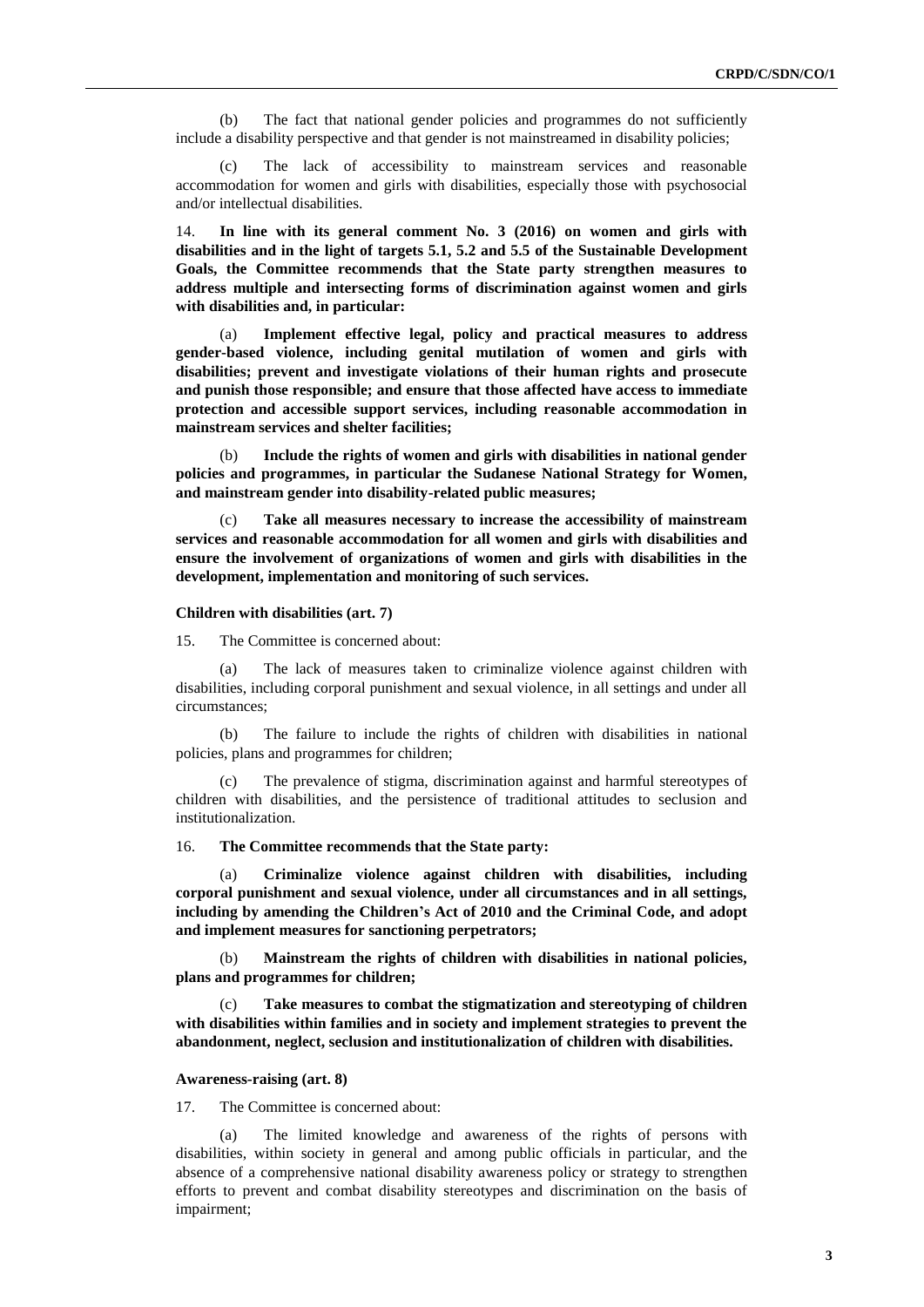(b) The fact that national gender policies and programmes do not sufficiently include a disability perspective and that gender is not mainstreamed in disability policies;

(c) The lack of accessibility to mainstream services and reasonable accommodation for women and girls with disabilities, especially those with psychosocial and/or intellectual disabilities.

14. **In line with its general comment No. 3 (2016) on women and girls with disabilities and in the light of targets 5.1, 5.2 and 5.5 of the Sustainable Development Goals, the Committee recommends that the State party strengthen measures to address multiple and intersecting forms of discrimination against women and girls with disabilities and, in particular:**

(a) **Implement effective legal, policy and practical measures to address gender-based violence, including genital mutilation of women and girls with disabilities; prevent and investigate violations of their human rights and prosecute and punish those responsible; and ensure that those affected have access to immediate protection and accessible support services, including reasonable accommodation in mainstream services and shelter facilities;**

(b) **Include the rights of women and girls with disabilities in national gender policies and programmes, in particular the Sudanese National Strategy for Women, and mainstream gender into disability-related public measures;**

(c) **Take all measures necessary to increase the accessibility of mainstream services and reasonable accommodation for all women and girls with disabilities and ensure the involvement of organizations of women and girls with disabilities in the development, implementation and monitoring of such services.**

### Children with disabilities (art. 7)

15. The Committee is concerned about:

(a) The lack of measures taken to criminalize violence against children with disabilities, including corporal punishment and sexual violence, in all settings and under all circumstances;

(b) The failure to include the rights of children with disabilities in national policies, plans and programmes for children;

(c) The prevalence of stigma, discrimination against and harmful stereotypes of children with disabilities, and the persistence of traditional attitudes to seclusion and institutionalization.

16. **The Committee recommends that the State party:**

(a) **Criminalize violence against children with disabilities, including corporal punishment and sexual violence, under all circumstances and in all settings, including by amending the Children's Act of 2010 and the Criminal Code, and adopt and implement measures for sanctioning perpetrators;**

(b) **Mainstream the rights of children with disabilities in national policies, plans and programmes for children;**

(c) **Take measures to combat the stigmatization and stereotyping of children with disabilities within families and in society and implement strategies to prevent the abandonment, neglect, seclusion and institutionalization of children with disabilities.**

### Awareness-raising (art. 8)

17. The Committee is concerned about:

(a) The limited knowledge and awareness of the rights of persons with disabilities, within society in general and among public officials in particular, and the absence of a comprehensive national disability awareness policy or strategy to strengthen efforts to prevent and combat disability stereotypes and discrimination on the basis of impairment;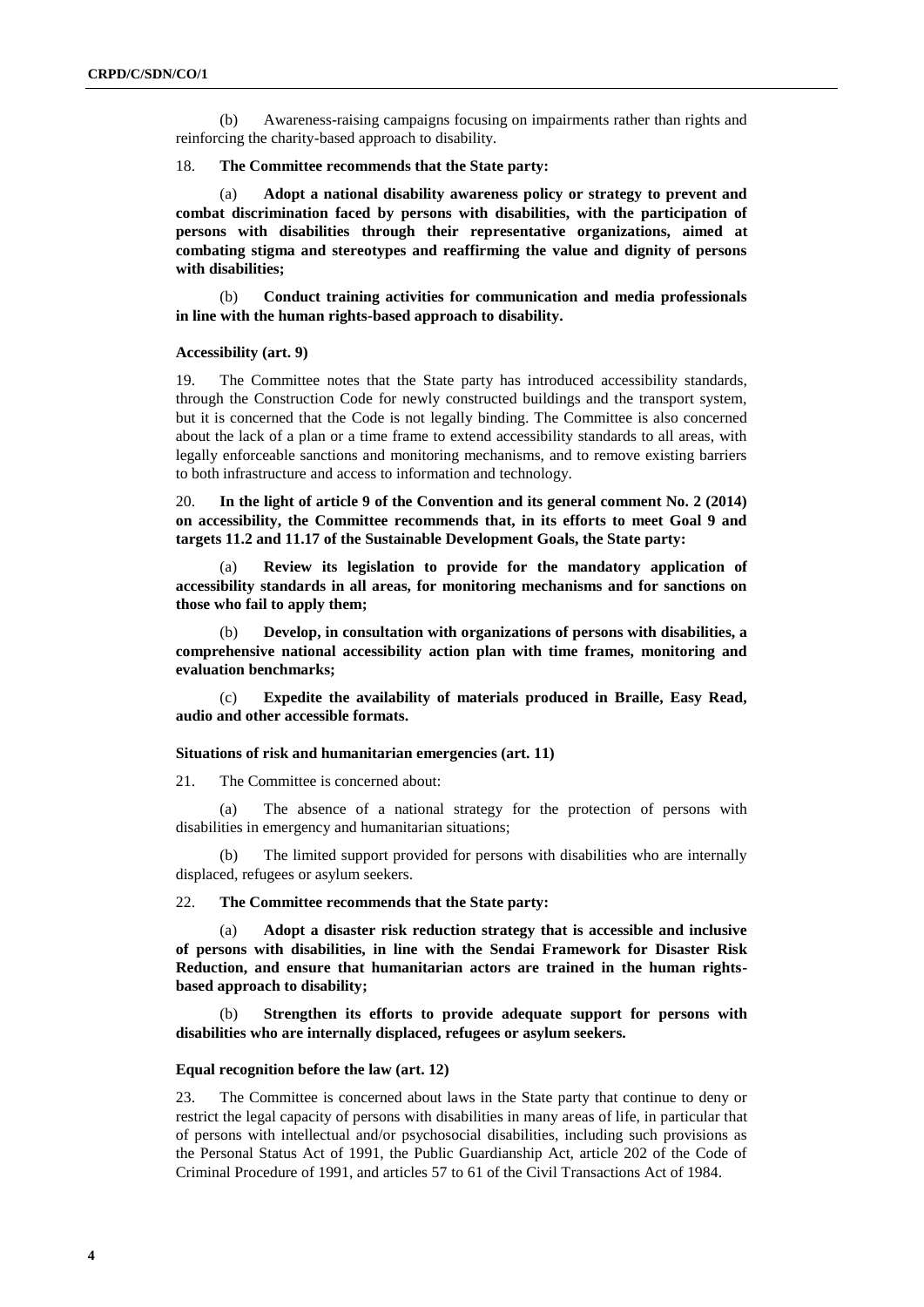(b) Awareness-raising campaigns focusing on impairments rather than rights and reinforcing the charity-based approach to disability.

18. **The Committee recommends that the State party:**

(a) **Adopt a national disability awareness policy or strategy to prevent and combat discrimination faced by persons with disabilities, with the participation of persons with disabilities through their representative organizations, aimed at combating stigma and stereotypes and reaffirming the value and dignity of persons with disabilities;**

(b) **Conduct training activities for communication and media professionals in line with the human rights-based approach to disability.**

#### Accessibility (art. 9)

19. The Committee notes that the State party has introduced accessibility standards, through the Construction Code for newly constructed buildings and the transport system, but it is concerned that the Code is not legally binding. The Committee is also concerned about the lack of a plan or a time frame to extend accessibility standards to all areas, with legally enforceable sanctions and monitoring mechanisms, and to remove existing barriers to both infrastructure and access to information and technology.

20. **In the light of article 9 of the Convention and its general comment No. 2 (2014) on accessibility, the Committee recommends that, in its efforts to meet Goal 9 and targets 11.2 and 11.17 of the Sustainable Development Goals, the State party:**

(a) **Review its legislation to provide for the mandatory application of accessibility standards in all areas, for monitoring mechanisms and for sanctions on those who fail to apply them;**

(b) **Develop, in consultation with organizations of persons with disabilities, a comprehensive national accessibility action plan with time frames, monitoring and evaluation benchmarks;**

(c) **Expedite the availability of materials produced in Braille, Easy Read, audio and other accessible formats.**

#### Situations of risk and humanitarian emergencies (art. 11)

21. The Committee is concerned about:

(a) The absence of a national strategy for the protection of persons with disabilities in emergency and humanitarian situations;

(b) The limited support provided for persons with disabilities who are internally displaced, refugees or asylum seekers.

22. **The Committee recommends that the State party:**

(a) **Adopt a disaster risk reduction strategy that is accessible and inclusive of persons with disabilities, in line with the Sendai Framework for Disaster Risk Reduction, and ensure that humanitarian actors are trained in the human rights-based approach to disability;**

(b) **Strengthen its efforts to provide adequate support for persons with disabilities who are internally displaced, refugees or asylum seekers.**

#### Equal recognition before the law (art. 12)

23. The Committee is concerned about laws in the State party that continue to deny or restrict the legal capacity of persons with disabilities in many areas of life, in particular that of persons with intellectual and/or psychosocial disabilities, including such provisions as the Personal Status Act of 1991, the Public Guardianship Act, article 202 of the Code of Criminal Procedure of 1991, and articles 57 to 61 of the Civil Transactions Act of 1984.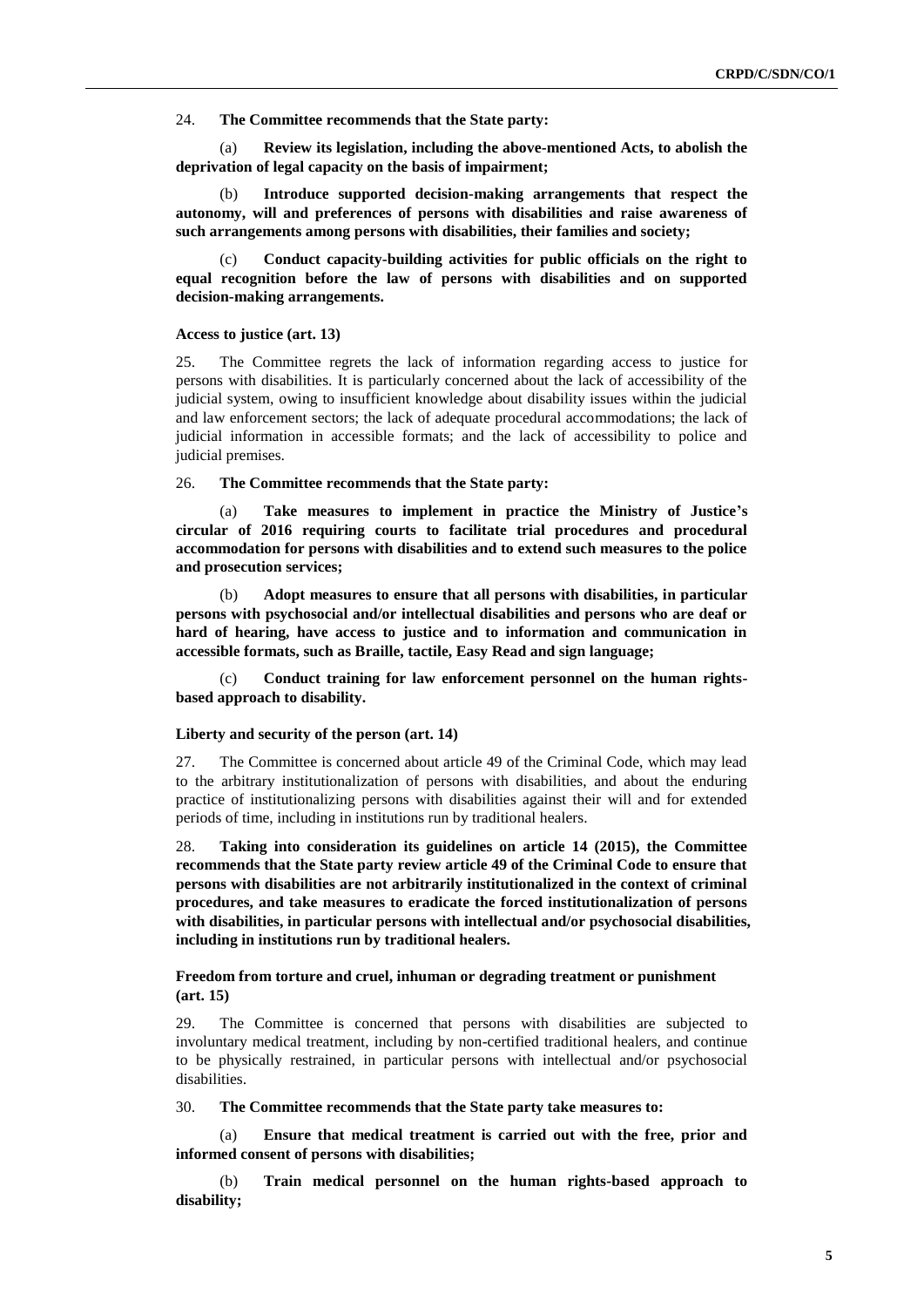24. **The Committee recommends that the State party:**

(a) **Review its legislation, including the above-mentioned Acts, to abolish the deprivation of legal capacity on the basis of impairment;**

(b) **Introduce supported decision-making arrangements that respect the autonomy, will and preferences of persons with disabilities and raise awareness of such arrangements among persons with disabilities, their families and society;**

(c) **Conduct capacity-building activities for public officials on the right to equal recognition before the law of persons with disabilities and on supported decision-making arrangements.**

#### Access to justice (art. 13)

25. The Committee regrets the lack of information regarding access to justice for persons with disabilities. It is particularly concerned about the lack of accessibility of the judicial system, owing to insufficient knowledge about disability issues within the judicial and law enforcement sectors; the lack of adequate procedural accommodations; the lack of judicial information in accessible formats; and the lack of accessibility to police and judicial premises.

26. **The Committee recommends that the State party:**

(a) **Take measures to implement in practice the Ministry of Justice's circular of 2016 requiring courts to facilitate trial procedures and procedural accommodation for persons with disabilities and to extend such measures to the police and prosecution services;**

(b) **Adopt measures to ensure that all persons with disabilities, in particular persons with psychosocial and/or intellectual disabilities and persons who are deaf or hard of hearing, have access to justice and to information and communication in accessible formats, such as Braille, tactile, Easy Read and sign language;**

(c) **Conduct training for law enforcement personnel on the human rights-based approach to disability.**

#### Liberty and security of the person (art. 14)

27. The Committee is concerned about article 49 of the Criminal Code, which may lead to the arbitrary institutionalization of persons with disabilities, and about the enduring practice of institutionalizing persons with disabilities against their will and for extended periods of time, including in institutions run by traditional healers.

28. **Taking into consideration its guidelines on article 14 (2015), the Committee recommends that the State party review article 49 of the Criminal Code to ensure that persons with disabilities are not arbitrarily institutionalized in the context of criminal procedures, and take measures to eradicate the forced institutionalization of persons with disabilities, in particular persons with intellectual and/or psychosocial disabilities, including in institutions run by traditional healers.**

#### Freedom from torture and cruel, inhuman or degrading treatment or punishment (art. 15)

29. The Committee is concerned that persons with disabilities are subjected to involuntary medical treatment, including by non-certified traditional healers, and continue to be physically restrained, in particular persons with intellectual and/or psychosocial disabilities.

30. **The Committee recommends that the State party take measures to:**

(a) **Ensure that medical treatment is carried out with the free, prior and informed consent of persons with disabilities;**

(b) **Train medical personnel on the human rights-based approach to disability;**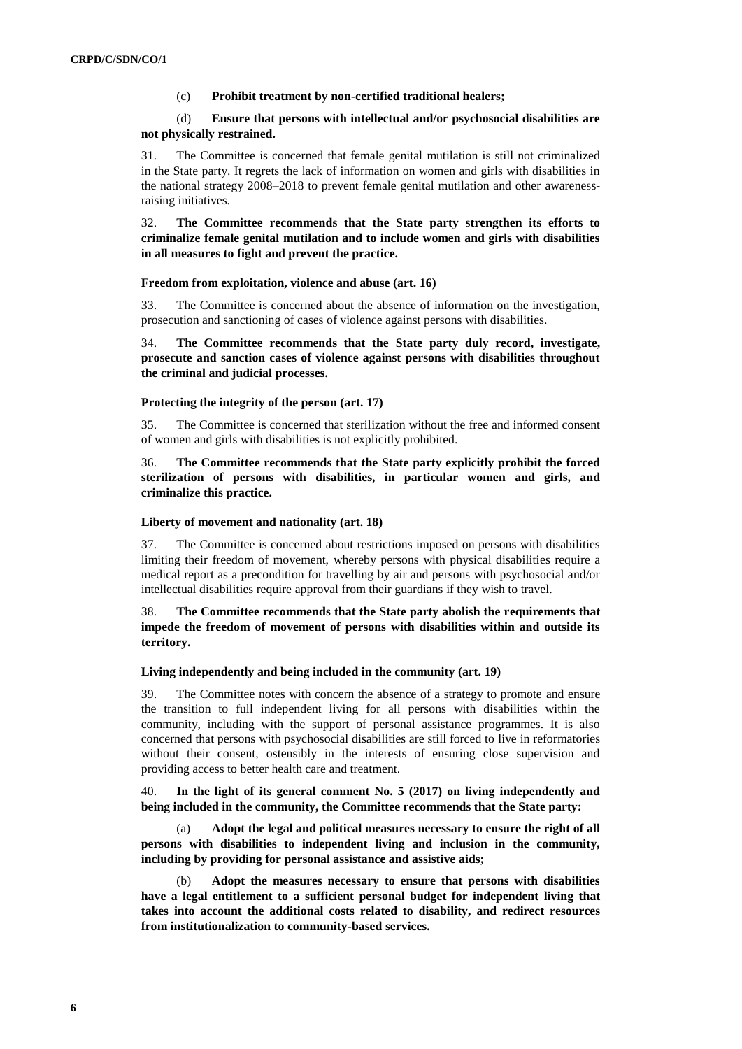(c) **Prohibit treatment by non-certified traditional healers;**

(d) **Ensure that persons with intellectual and/or psychosocial disabilities are not physically restrained.**

31. The Committee is concerned that female genital mutilation is still not criminalized in the State party. It regrets the lack of information on women and girls with disabilities in the national strategy 2008–2018 to prevent female genital mutilation and other awareness-raising initiatives.

32. **The Committee recommends that the State party strengthen its efforts to criminalize female genital mutilation and to include women and girls with disabilities in all measures to fight and prevent the practice.**

#### Freedom from exploitation, violence and abuse (art. 16)

33. The Committee is concerned about the absence of information on the investigation, prosecution and sanctioning of cases of violence against persons with disabilities.

34. **The Committee recommends that the State party duly record, investigate, prosecute and sanction cases of violence against persons with disabilities throughout the criminal and judicial processes.**

#### Protecting the integrity of the person (art. 17)

35. The Committee is concerned that sterilization without the free and informed consent of women and girls with disabilities is not explicitly prohibited.

36. **The Committee recommends that the State party explicitly prohibit the forced sterilization of persons with disabilities, in particular women and girls, and criminalize this practice.**

#### Liberty of movement and nationality (art. 18)

37. The Committee is concerned about restrictions imposed on persons with disabilities limiting their freedom of movement, whereby persons with physical disabilities require a medical report as a precondition for travelling by air and persons with psychosocial and/or intellectual disabilities require approval from their guardians if they wish to travel.

38. **The Committee recommends that the State party abolish the requirements that impede the freedom of movement of persons with disabilities within and outside its territory.**

#### Living independently and being included in the community (art. 19)

39. The Committee notes with concern the absence of a strategy to promote and ensure the transition to full independent living for all persons with disabilities within the community, including with the support of personal assistance programmes. It is also concerned that persons with psychosocial disabilities are still forced to live in reformatories without their consent, ostensibly in the interests of ensuring close supervision and providing access to better health care and treatment.

40. **In the light of its general comment No. 5 (2017) on living independently and being included in the community, the Committee recommends that the State party:**

(a) **Adopt the legal and political measures necessary to ensure the right of all persons with disabilities to independent living and inclusion in the community, including by providing for personal assistance and assistive aids;**

(b) **Adopt the measures necessary to ensure that persons with disabilities have a legal entitlement to a sufficient personal budget for independent living that takes into account the additional costs related to disability, and redirect resources from institutionalization to community-based services.**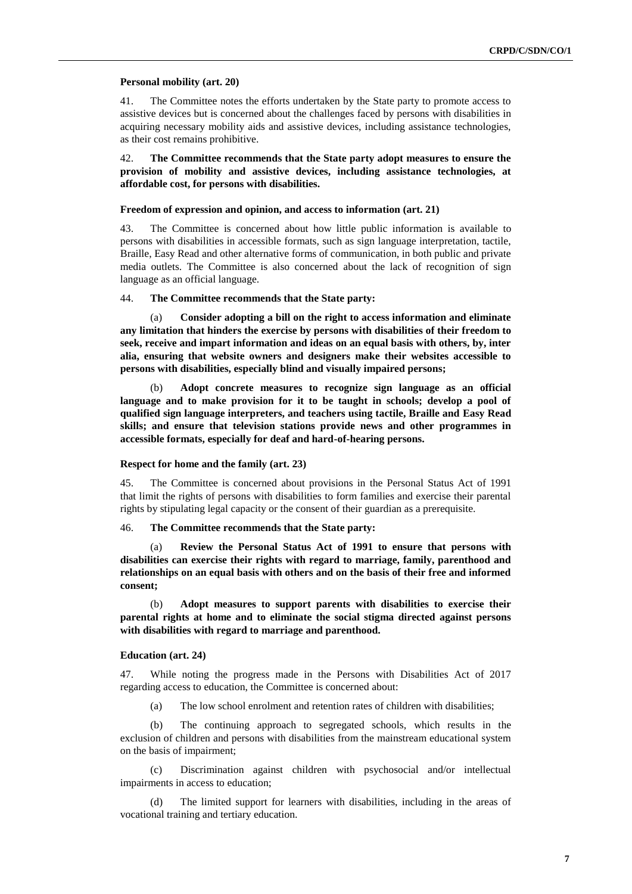**Personal mobility (art. 20)**

41. The Committee notes the efforts undertaken by the State party to promote access to assistive devices but is concerned about the challenges faced by persons with disabilities in acquiring necessary mobility aids and assistive devices, including assistance technologies, as their cost remains prohibitive.

42. **The Committee recommends that the State party adopt measures to ensure the provision of mobility and assistive devices, including assistance technologies, at affordable cost, for persons with disabilities.**

**Freedom of expression and opinion, and access to information (art. 21)**

43. The Committee is concerned about how little public information is available to persons with disabilities in accessible formats, such as sign language interpretation, tactile, Braille, Easy Read and other alternative forms of communication, in both public and private media outlets. The Committee is also concerned about the lack of recognition of sign language as an official language.

44. **The Committee recommends that the State party:**

(a) **Consider adopting a bill on the right to access information and eliminate any limitation that hinders the exercise by persons with disabilities of their freedom to seek, receive and impart information and ideas on an equal basis with others, by, inter alia, ensuring that website owners and designers make their websites accessible to persons with disabilities, especially blind and visually impaired persons;**

(b) **Adopt concrete measures to recognize sign language as an official language and to make provision for it to be taught in schools; develop a pool of qualified sign language interpreters, and teachers using tactile, Braille and Easy Read skills; and ensure that television stations provide news and other programmes in accessible formats, especially for deaf and hard-of-hearing persons.**

**Respect for home and the family (art. 23)**

45. The Committee is concerned about provisions in the Personal Status Act of 1991 that limit the rights of persons with disabilities to form families and exercise their parental rights by stipulating legal capacity or the consent of their guardian as a prerequisite.

46. **The Committee recommends that the State party:**

(a) **Review the Personal Status Act of 1991 to ensure that persons with disabilities can exercise their rights with regard to marriage, family, parenthood and relationships on an equal basis with others and on the basis of their free and informed consent;**

(b) **Adopt measures to support parents with disabilities to exercise their parental rights at home and to eliminate the social stigma directed against persons with disabilities with regard to marriage and parenthood.**

**Education (art. 24)**

47. While noting the progress made in the Persons with Disabilities Act of 2017 regarding access to education, the Committee is concerned about:

(a) The low school enrolment and retention rates of children with disabilities;

(b) The continuing approach to segregated schools, which results in the exclusion of children and persons with disabilities from the mainstream educational system on the basis of impairment;

(c) Discrimination against children with psychosocial and/or intellectual impairments in access to education;

(d) The limited support for learners with disabilities, including in the areas of vocational training and tertiary education.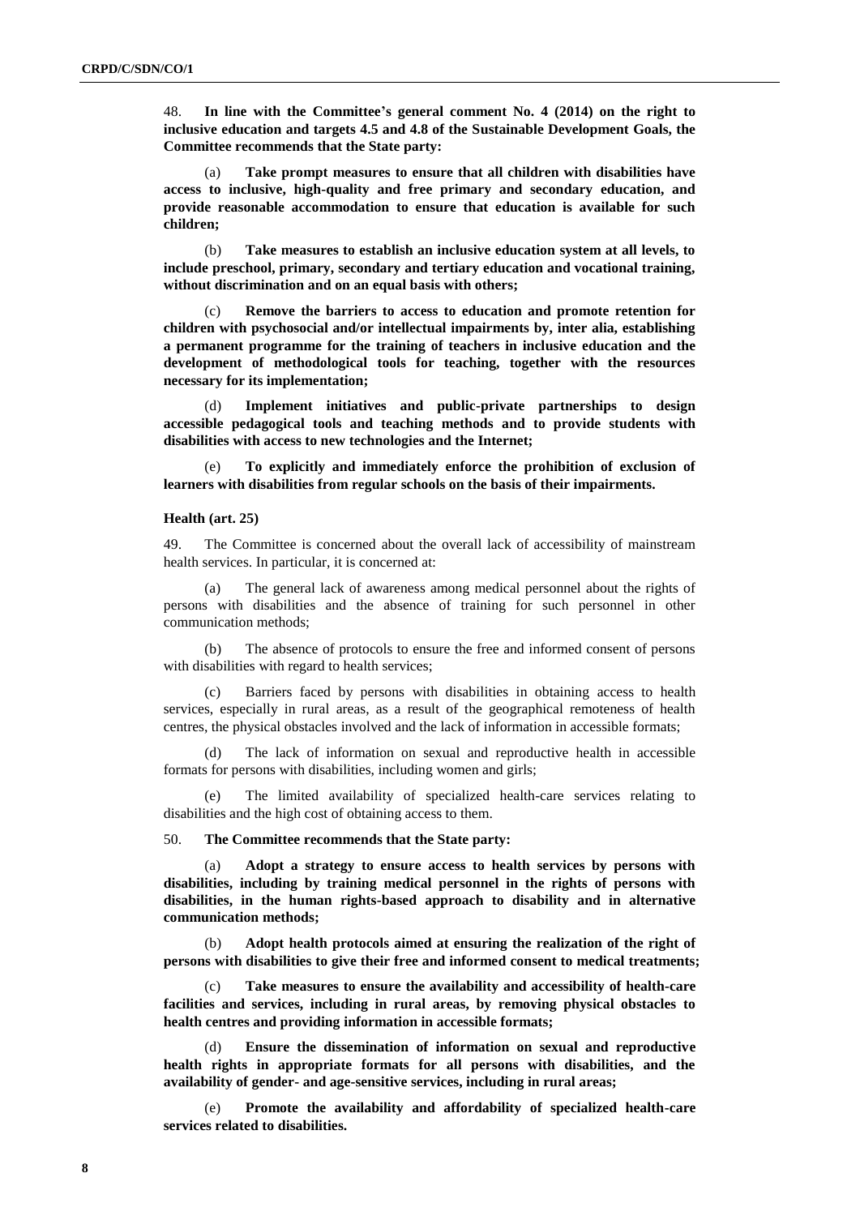48. **In line with the Committee's general comment No. 4 (2014) on the right to inclusive education and targets 4.5 and 4.8 of the Sustainable Development Goals, the Committee recommends that the State party:**

(a) **Take prompt measures to ensure that all children with disabilities have access to inclusive, high-quality and free primary and secondary education, and provide reasonable accommodation to ensure that education is available for such children;**

(b) **Take measures to establish an inclusive education system at all levels, to include preschool, primary, secondary and tertiary education and vocational training, without discrimination and on an equal basis with others;**

(c) **Remove the barriers to access to education and promote retention for children with psychosocial and/or intellectual impairments by, inter alia, establishing a permanent programme for the training of teachers in inclusive education and the development of methodological tools for teaching, together with the resources necessary for its implementation;**

(d) **Implement initiatives and public-private partnerships to design accessible pedagogical tools and teaching methods and to provide students with disabilities with access to new technologies and the Internet;**

(e) **To explicitly and immediately enforce the prohibition of exclusion of learners with disabilities from regular schools on the basis of their impairments.**

### Health (art. 25)

49. The Committee is concerned about the overall lack of accessibility of mainstream health services. In particular, it is concerned at:

(a) The general lack of awareness among medical personnel about the rights of persons with disabilities and the absence of training for such personnel in other communication methods;

(b) The absence of protocols to ensure the free and informed consent of persons with disabilities with regard to health services;

(c) Barriers faced by persons with disabilities in obtaining access to health services, especially in rural areas, as a result of the geographical remoteness of health centres, the physical obstacles involved and the lack of information in accessible formats;

(d) The lack of information on sexual and reproductive health in accessible formats for persons with disabilities, including women and girls;

(e) The limited availability of specialized health-care services relating to disabilities and the high cost of obtaining access to them.

50. **The Committee recommends that the State party:**

(a) **Adopt a strategy to ensure access to health services by persons with disabilities, including by training medical personnel in the rights of persons with disabilities, in the human rights-based approach to disability and in alternative communication methods;**

(b) **Adopt health protocols aimed at ensuring the realization of the right of persons with disabilities to give their free and informed consent to medical treatments;**

(c) **Take measures to ensure the availability and accessibility of health-care facilities and services, including in rural areas, by removing physical obstacles to health centres and providing information in accessible formats;**

(d) **Ensure the dissemination of information on sexual and reproductive health rights in appropriate formats for all persons with disabilities, and the availability of gender- and age-sensitive services, including in rural areas;**

(e) **Promote the availability and affordability of specialized health-care services related to disabilities.**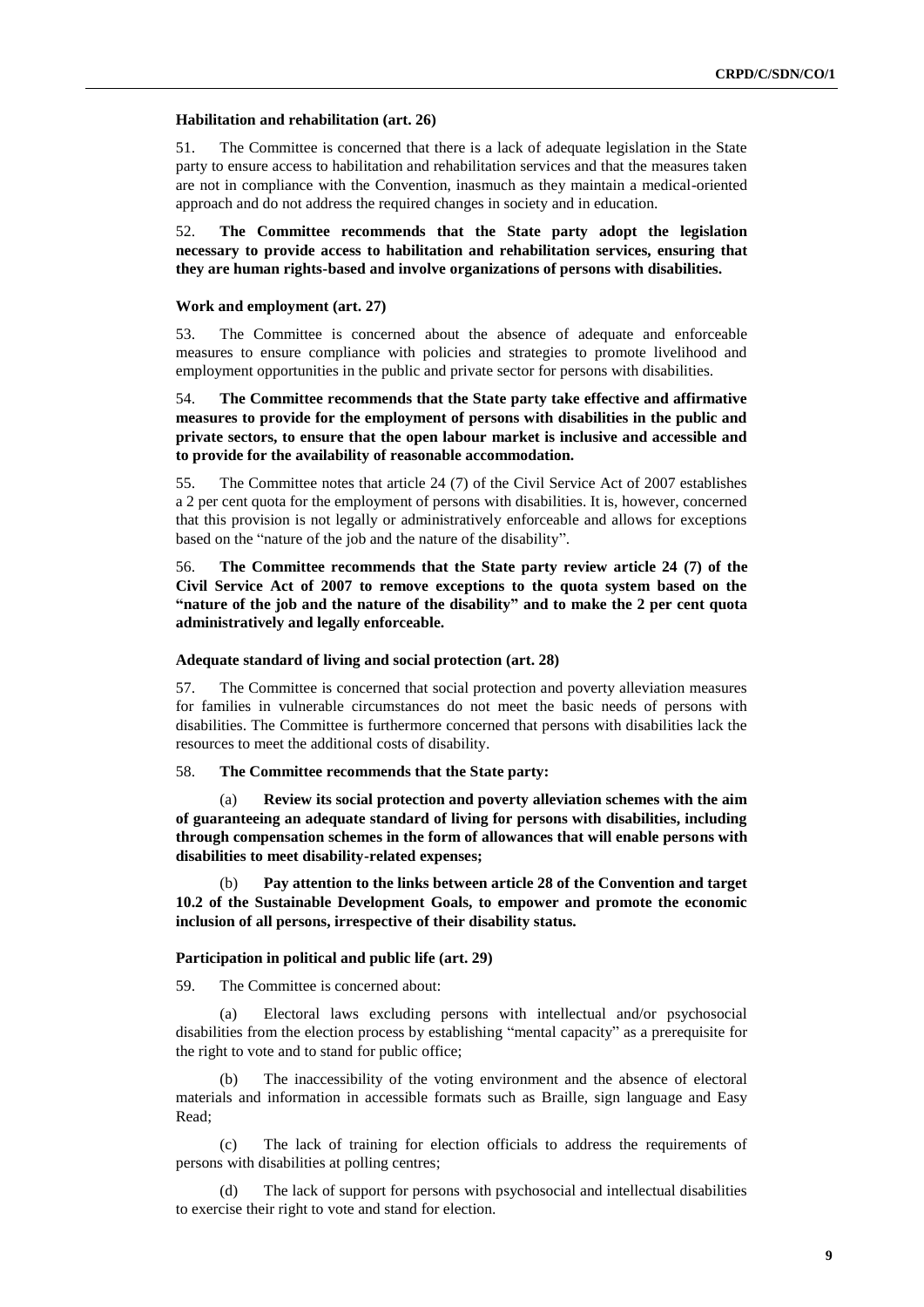### Habilitation and rehabilitation (art. 26)

51. The Committee is concerned that there is a lack of adequate legislation in the State party to ensure access to habilitation and rehabilitation services and that the measures taken are not in compliance with the Convention, inasmuch as they maintain a medical-oriented approach and do not address the required changes in society and in education.

52. **The Committee recommends that the State party adopt the legislation necessary to provide access to habilitation and rehabilitation services, ensuring that they are human rights-based and involve organizations of persons with disabilities.**

### Work and employment (art. 27)

53. The Committee is concerned about the absence of adequate and enforceable measures to ensure compliance with policies and strategies to promote livelihood and employment opportunities in the public and private sector for persons with disabilities.

54. **The Committee recommends that the State party take effective and affirmative measures to provide for the employment of persons with disabilities in the public and private sectors, to ensure that the open labour market is inclusive and accessible and to provide for the availability of reasonable accommodation.**

55. The Committee notes that article 24 (7) of the Civil Service Act of 2007 establishes a 2 per cent quota for the employment of persons with disabilities. It is, however, concerned that this provision is not legally or administratively enforceable and allows for exceptions based on the "nature of the job and the nature of the disability".

56. **The Committee recommends that the State party review article 24 (7) of the Civil Service Act of 2007 to remove exceptions to the quota system based on the "nature of the job and the nature of the disability" and to make the 2 per cent quota administratively and legally enforceable.**

### Adequate standard of living and social protection (art. 28)

57. The Committee is concerned that social protection and poverty alleviation measures for families in vulnerable circumstances do not meet the basic needs of persons with disabilities. The Committee is furthermore concerned that persons with disabilities lack the resources to meet the additional costs of disability.

58. **The Committee recommends that the State party:**

(a) **Review its social protection and poverty alleviation schemes with the aim of guaranteeing an adequate standard of living for persons with disabilities, including through compensation schemes in the form of allowances that will enable persons with disabilities to meet disability-related expenses;**

(b) **Pay attention to the links between article 28 of the Convention and target 10.2 of the Sustainable Development Goals, to empower and promote the economic inclusion of all persons, irrespective of their disability status.**

### Participation in political and public life (art. 29)

59. The Committee is concerned about:

(a) Electoral laws excluding persons with intellectual and/or psychosocial disabilities from the election process by establishing "mental capacity" as a prerequisite for the right to vote and to stand for public office;

(b) The inaccessibility of the voting environment and the absence of electoral materials and information in accessible formats such as Braille, sign language and Easy Read;

(c) The lack of training for election officials to address the requirements of persons with disabilities at polling centres;

(d) The lack of support for persons with psychosocial and intellectual disabilities to exercise their right to vote and stand for election.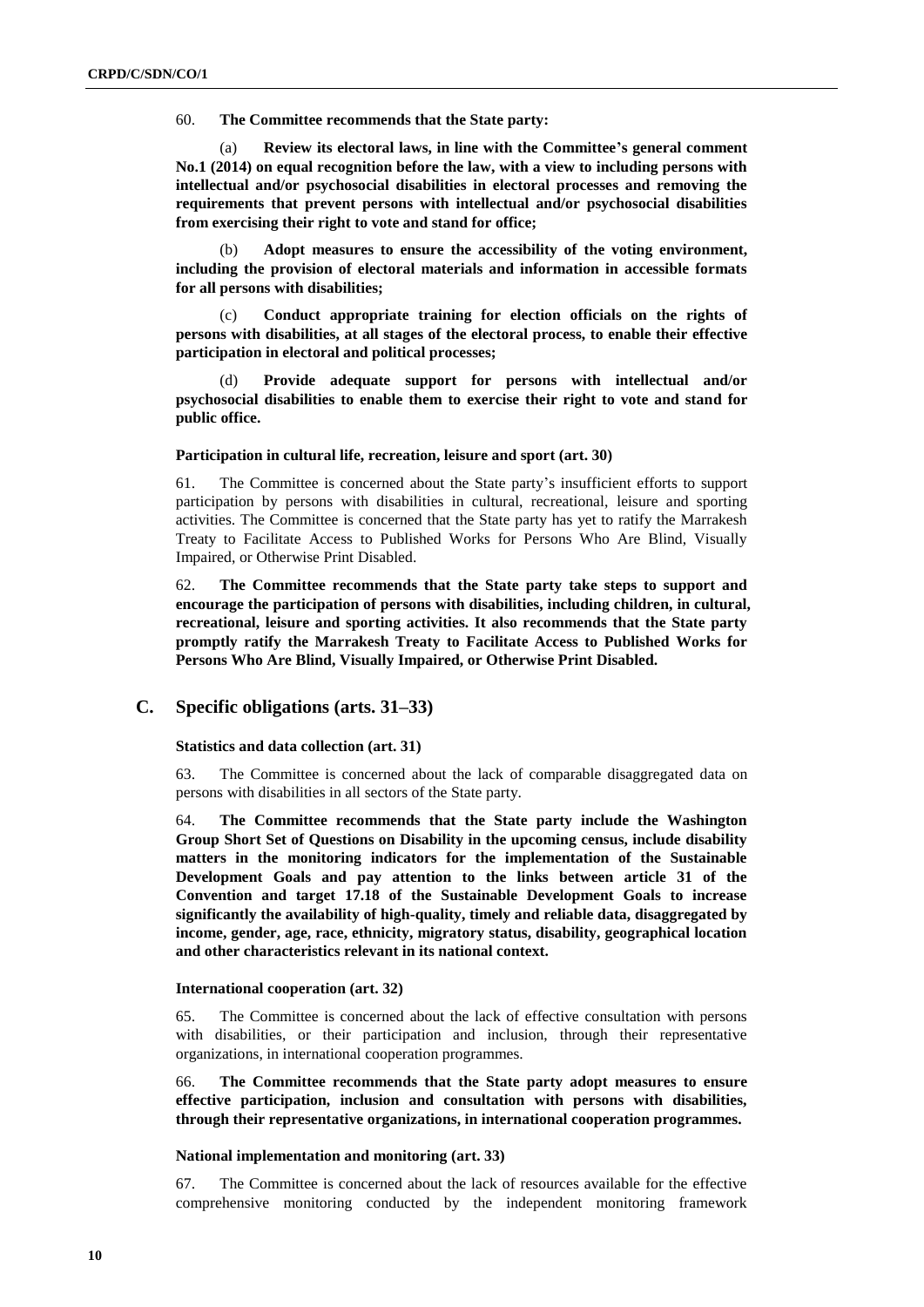60. **The Committee recommends that the State party:**

(a) **Review its electoral laws, in line with the Committee's general comment No.1 (2014) on equal recognition before the law, with a view to including persons with intellectual and/or psychosocial disabilities in electoral processes and removing the requirements that prevent persons with intellectual and/or psychosocial disabilities from exercising their right to vote and stand for office;**

(b) **Adopt measures to ensure the accessibility of the voting environment, including the provision of electoral materials and information in accessible formats for all persons with disabilities;**

(c) **Conduct appropriate training for election officials on the rights of persons with disabilities, at all stages of the electoral process, to enable their effective participation in electoral and political processes;**

(d) **Provide adequate support for persons with intellectual and/or psychosocial disabilities to enable them to exercise their right to vote and stand for public office.**

#### Participation in cultural life, recreation, leisure and sport (art. 30)

61. The Committee is concerned about the State party's insufficient efforts to support participation by persons with disabilities in cultural, recreational, leisure and sporting activities. The Committee is concerned that the State party has yet to ratify the Marrakesh Treaty to Facilitate Access to Published Works for Persons Who Are Blind, Visually Impaired, or Otherwise Print Disabled.

62. **The Committee recommends that the State party take steps to support and encourage the participation of persons with disabilities, including children, in cultural, recreational, leisure and sporting activities. It also recommends that the State party promptly ratify the Marrakesh Treaty to Facilitate Access to Published Works for Persons Who Are Blind, Visually Impaired, or Otherwise Print Disabled.**

## C. Specific obligations (arts. 31–33)

#### Statistics and data collection (art. 31)

63. The Committee is concerned about the lack of comparable disaggregated data on persons with disabilities in all sectors of the State party.

64. **The Committee recommends that the State party include the Washington Group Short Set of Questions on Disability in the upcoming census, include disability matters in the monitoring indicators for the implementation of the Sustainable Development Goals and pay attention to the links between article 31 of the Convention and target 17.18 of the Sustainable Development Goals to increase significantly the availability of high-quality, timely and reliable data, disaggregated by income, gender, age, race, ethnicity, migratory status, disability, geographical location and other characteristics relevant in its national context.**

#### International cooperation (art. 32)

65. The Committee is concerned about the lack of effective consultation with persons with disabilities, or their participation and inclusion, through their representative organizations, in international cooperation programmes.

66. **The Committee recommends that the State party adopt measures to ensure effective participation, inclusion and consultation with persons with disabilities, through their representative organizations, in international cooperation programmes.**

#### National implementation and monitoring (art. 33)

67. The Committee is concerned about the lack of resources available for the effective comprehensive monitoring conducted by the independent monitoring framework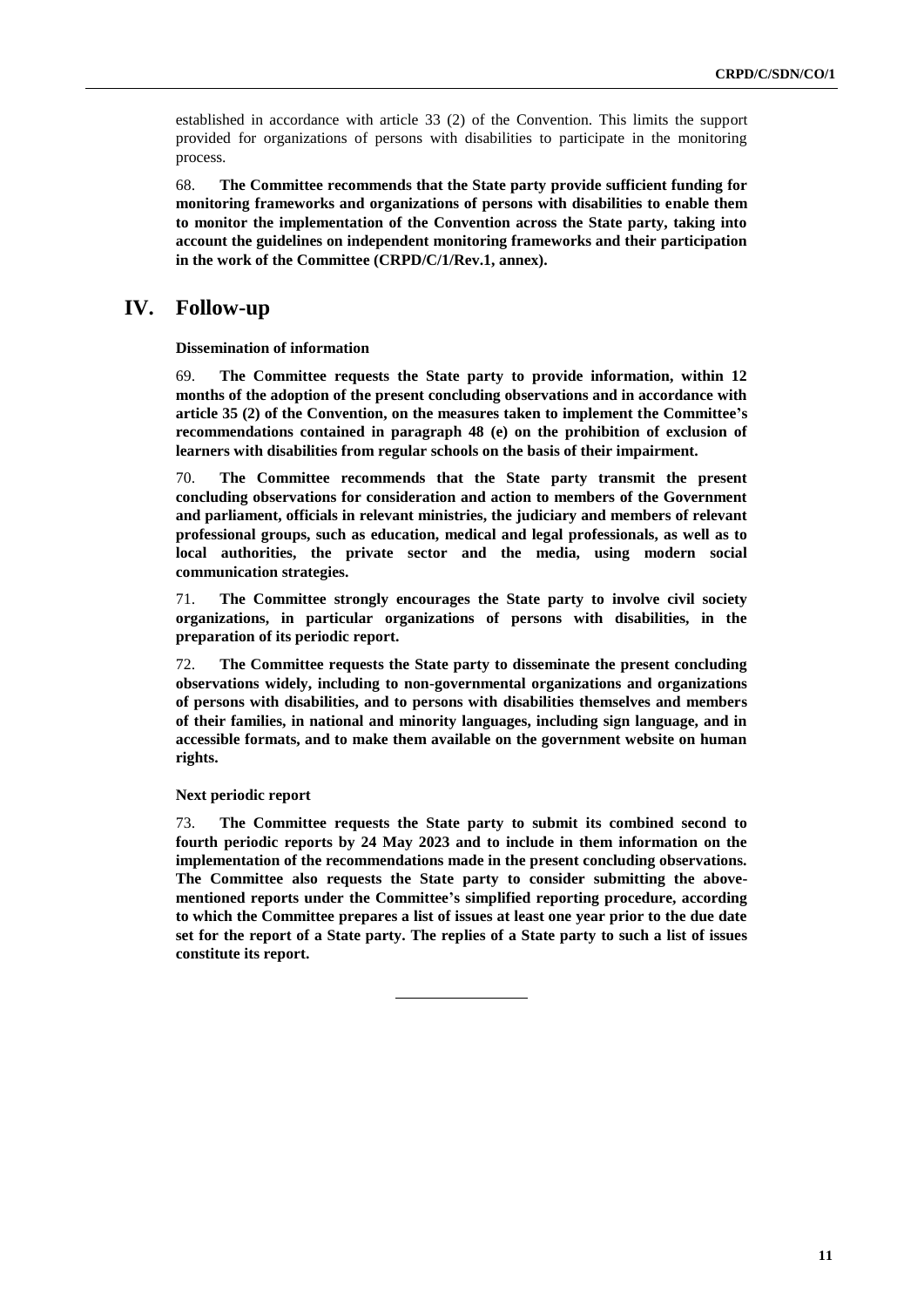established in accordance with article 33 (2) of the Convention. This limits the support provided for organizations of persons with disabilities to participate in the monitoring process.

68. **The Committee recommends that the State party provide sufficient funding for monitoring frameworks and organizations of persons with disabilities to enable them to monitor the implementation of the Convention across the State party, taking into account the guidelines on independent monitoring frameworks and their participation in the work of the Committee (CRPD/C/1/Rev.1, annex).**

# IV. Follow-up

### Dissemination of information

69. **The Committee requests the State party to provide information, within 12 months of the adoption of the present concluding observations and in accordance with article 35 (2) of the Convention, on the measures taken to implement the Committee's recommendations contained in paragraph 48 (e) on the prohibition of exclusion of learners with disabilities from regular schools on the basis of their impairment.**

70. **The Committee recommends that the State party transmit the present concluding observations for consideration and action to members of the Government and parliament, officials in relevant ministries, the judiciary and members of relevant professional groups, such as education, medical and legal professionals, as well as to local authorities, the private sector and the media, using modern social communication strategies.**

71. **The Committee strongly encourages the State party to involve civil society organizations, in particular organizations of persons with disabilities, in the preparation of its periodic report.**

72. **The Committee requests the State party to disseminate the present concluding observations widely, including to non-governmental organizations and organizations of persons with disabilities, and to persons with disabilities themselves and members of their families, in national and minority languages, including sign language, and in accessible formats, and to make them available on the government website on human rights.**

### Next periodic report

73. **The Committee requests the State party to submit its combined second to fourth periodic reports by 24 May 2023 and to include in them information on the implementation of the recommendations made in the present concluding observations. The Committee also requests the State party to consider submitting the above-mentioned reports under the Committee's simplified reporting procedure, according to which the Committee prepares a list of issues at least one year prior to the due date set for the report of a State party. The replies of a State party to such a list of issues constitute its report.**